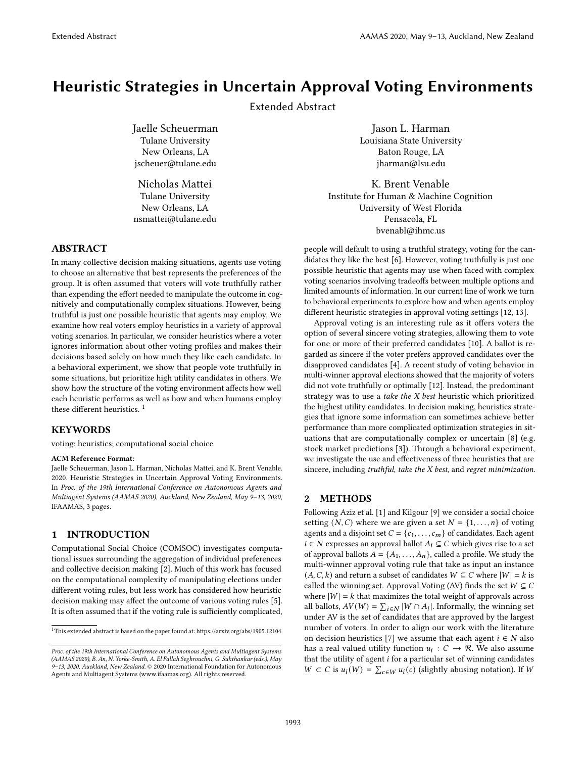# Heuristic Strategies in Uncertain Approval Voting Environments

Extended Abstract

Jaelle Scheuerman
Tulane University
New Orleans, LA
jscheuer@tulane.edu

Jason L. Harman
Louisiana State University
Baton Rouge, LA
jharman@lsu.edu

Nicholas Mattei
Tulane University
New Orleans, LA
nsmattei@tulane.edu

K. Brent Venable
Institute for Human & Machine Cognition
University of West Florida
Pensacola, FL
bvenabl@ihmc.us

## ABSTRACT

In many collective decision making situations, agents use voting to choose an alternative that best represents the preferences of the group. It is often assumed that voters will vote truthfully rather than expending the effort needed to manipulate the outcome in cognitively and computationally complex situations. However, being truthful is just one possible heuristic that agents may employ. We examine how real voters employ heuristics in a variety of approval voting scenarios. In particular, we consider heuristics where a voter ignores information about other voting profiles and makes their decisions based solely on how much they like each candidate. In a behavioral experiment, we show that people vote truthfully in some situations, but prioritize high utility candidates in others. We show how the structure of the voting environment affects how well each heuristic performs as well as how and when humans employ these different heuristics. [1]

## KEYWORDS

voting; heuristics; computational social choice

**ACM Reference Format:**

Jaelle Scheuerman, Jason L. Harman, Nicholas Mattei, and K. Brent Venable. 2020. Heuristic Strategies in Uncertain Approval Voting Environments. In *Proc. of the 19th International Conference on Autonomous Agents and Multiagent Systems (AAMAS 2020), Auckland, New Zealand, May 9–13, 2020,* IFAAMAS, 3 pages.

## 1 INTRODUCTION

Computational Social Choice (COMSOC) investigates computational issues surrounding the aggregation of individual preferences and collective decision making [2]. Much of this work has focused on the computational complexity of manipulating elections under different voting rules, but less work has considered how heuristic decision making may affect the outcome of various voting rules [5]. It is often assumed that if the voting rule is sufficiently complicated, people will default to using a truthful strategy, voting for the candidates they like the best [6]. However, voting truthfully is just one possible heuristic that agents may use when faced with complex voting scenarios involving tradeoffs between multiple options and limited amounts of information. In our current line of work we turn to behavioral experiments to explore how and when agents employ different heuristic strategies in approval voting settings [12, 13].

Approval voting is an interesting rule as it offers voters the option of several sincere voting strategies, allowing them to vote for one or more of their preferred candidates [10]. A ballot is regarded as sincere if the voter prefers approved candidates over the disapproved candidates [4]. A recent study of voting behavior in multi-winner approval elections showed that the majority of voters did not vote truthfully or optimally [12]. Instead, the predominant strategy was to use a *take the X best* heuristic which prioritized the highest utility candidates. In decision making, heuristics strategies that ignore some information can sometimes achieve better performance than more complicated optimization strategies in situations that are computationally complex or uncertain [8] (e.g. stock market predictions [3]). Through a behavioral experiment, we investigate the use and effectiveness of three heuristics that are sincere, including *truthful*, *take the X best*, and *regret minimization*.

## 2 METHODS

Following Aziz et al. [1] and Kilgour [9] we consider a social choice setting $(N, C)$ where we are given a set $N = \{1, \ldots, n\}$ of voting agents and a disjoint set $C = \{c_1, \ldots, c_m\}$ of candidates. Each agent $i \in N$ expresses an approval ballot $A_i \subseteq C$ which gives rise to a set of approval ballots $A = \{A_1, \ldots, A_n\}$, called a profile. We study the multi-winner approval voting rule that take as input an instance $(A, C, k)$ and return a subset of candidates $W \subseteq C$ where $|W| = k$ is called the winning set. Approval Voting (AV) finds the set $W \subseteq C$ where $|W| = k$ that maximizes the total weight of approvals across all ballots, $AV(W) = \sum_{i \in N} |W \cap A_i|$. Informally, the winning set under AV is the set of candidates that are approved by the largest number of voters. In order to align our work with the literature on decision heuristics [7] we assume that each agent $i \in N$ also has a real valued utility function $u_i : C \rightarrow \mathcal{R}$. We also assume that the utility of agent $i$ for a particular set of winning candidates $W \subset C$ is $u_i(W) = \sum_{c \in W} u_i(c)$ (slightly abusing notation). If $W$

[1] This extended abstract is based on the paper found at: https://arxiv.org/abs/1905.12104

*Proc. of the 19th International Conference on Autonomous Agents and Multiagent Systems (AAMAS 2020), B. An, N. Yorke-Smith, A. El Fallah Seghrouchni, G. Sukthankar (eds.), May 9–13, 2020, Auckland, New Zealand.* © 2020 International Foundation for Autonomous Agents and Multiagent Systems (www.ifaamas.org). All rights reserved.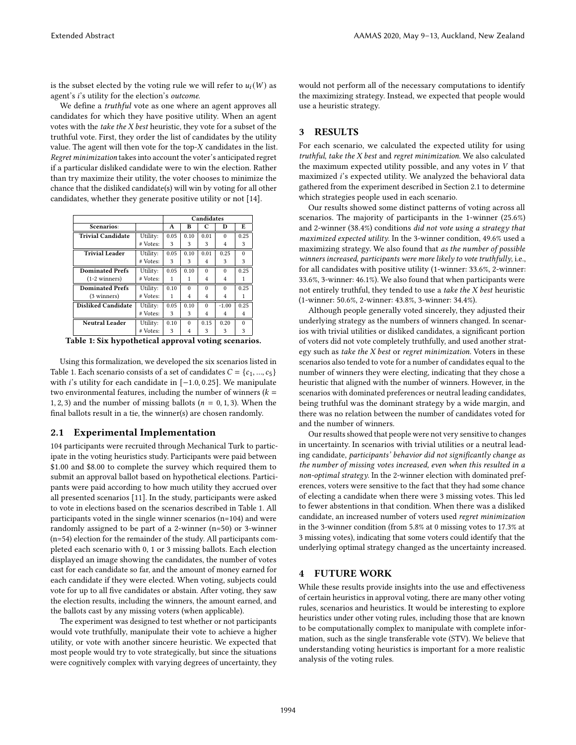is the subset elected by the voting rule we will refer to $u_i(W)$ as agent's $i$'s utility for the election's *outcome*.

We define a *truthful* vote as one where an agent approves all candidates for which they have positive utility. When an agent votes with the *take the X best* heuristic, they vote for a subset of the truthful vote. First, they order the list of candidates by the utility value. The agent will then vote for the top-$X$ candidates in the list. *Regret minimization* takes into account the voter's anticipated regret if a particular disliked candidate were to win the election. Rather than try maximize their utility, the voter chooses to minimize the chance that the disliked candidate(s) will win by voting for all other candidates, whether they generate positive utility or not [14].

| Scenarios: | | A | B | C | D | E |
|---|---|---|---|---|---|---|
| **Trivial Candidate** | Utility: | 0.05 | 0.10 | 0.01 | 0 | 0.25 |
| | # Votes: | 3 | 3 | 3 | 4 | 3 |
| **Trivial Leader** | Utility: | 0.05 | 0.10 | 0.01 | 0.25 | 0 |
| | # Votes: | 3 | 3 | 3 | 3 | 3 |
| **Dominated Prefs** | Utility: | 0.05 | 0.10 | 0 | 0 | 0.25 |
| (1-2 winners) | # Votes: | 1 | 1 | 4 | 4 | 1 |
| **Dominated Prefs** | Utility: | 0.10 | 0 | 0 | 0 | 0.25 |
| (3 winners) | # Votes: | 1 | 4 | 4 | 4 | 1 |
| **Disliked Candidate** | Utility: | 0.05 | 0.10 | 0 | -1.00 | 0.25 |
| | # Votes: | 3 | 3 | 4 | 4 | 4 |
| **Neutral Leader** | Utility: | 0.10 | 0 | 0.15 | 0.20 | 0 |
| | # Votes: | 3 | 4 | 3 | 3 | 3 |

**Table 1: Six hypothetical approval voting scenarios.**

Using this formalization, we developed the six scenarios listed in Table 1. Each scenario consists of a set of candidates $C = \{c_1, ..., c_5\}$ with $i$'s utility for each candidate in $[-1.0, 0.25]$. We manipulate two environmental features, including the number of winners ($k = 1, 2, 3$) and the number of missing ballots ($n = 0, 1, 3$). When the final ballots result in a tie, the winner(s) are chosen randomly.

### 2.1 Experimental Implementation

104 participants were recruited through Mechanical Turk to participate in the voting heuristics study. Participants were paid between \$1.00 and \$8.00 to complete the survey which required them to submit an approval ballot based on hypothetical elections. Participants were paid according to how much utility they accrued over all presented scenarios [11]. In the study, participants were asked to vote in elections based on the scenarios described in Table 1. All participants voted in the single winner scenarios (n=104) and were randomly assigned to be part of a 2-winner (n=50) or 3-winner (n=54) election for the remainder of the study. All participants completed each scenario with 0, 1 or 3 missing ballots. Each election displayed an image showing the candidates, the number of votes cast for each candidate so far, and the amount of money earned for each candidate if they were elected. When voting, subjects could vote for up to all five candidates or abstain. After voting, they saw the election results, including the winners, the amount earned, and the ballots cast by any missing voters (when applicable).

The experiment was designed to test whether or not participants would vote truthfully, manipulate their vote to achieve a higher utility, or vote with another sincere heuristic. We expected that most people would try to vote strategically, but since the situations were cognitively complex with varying degrees of uncertainty, they would not perform all of the necessary computations to identify the maximizing strategy. Instead, we expected that people would use a heuristic strategy.

## 3 RESULTS

For each scenario, we calculated the expected utility for using *truthful*, *take the X best* and *regret minimization*. We also calculated the maximum expected utility possible, and any votes in $V$ that maximized $i$'s expected utility. We analyzed the behavioral data gathered from the experiment described in Section 2.1 to determine which strategies people used in each scenario.

Our results showed some distinct patterns of voting across all scenarios. The majority of participants in the 1-winner (25.6%) and 2-winner (38.4%) conditions *did not vote using a strategy that maximized expected utility*. In the 3-winner condition, 49.6% used a maximizing strategy. We also found that *as the number of possible winners increased, participants were more likely to vote truthfully*, i.e., for all candidates with positive utility (1-winner: 33.6%, 2-winner: 33.6%, 3-winner: 46.1%). We also found that when participants were not entirely truthful, they tended to use a *take the X best* heuristic (1-winner: 50.6%, 2-winner: 43.8%, 3-winner: 34.4%).

Although people generally voted sincerely, they adjusted their underlying strategy as the numbers of winners changed. In scenarios with trivial utilities or disliked candidates, a significant portion of voters did not vote completely truthfully, and used another strategy such as *take the X best* or *regret minimization*. Voters in these scenarios also tended to vote for a number of candidates equal to the number of winners they were electing, indicating that they chose a heuristic that aligned with the number of winners. However, in the scenarios with dominated preferences or neutral leading candidates, being truthful was the dominant strategy by a wide margin, and there was no relation between the number of candidates voted for and the number of winners.

Our results showed that people were not very sensitive to changes in uncertainty. In scenarios with trivial utilities or a neutral leading candidate, *participants' behavior did not significantly change as the number of missing votes increased, even when this resulted in a non-optimal strategy*. In the 2-winner election with dominated preferences, voters were sensitive to the fact that they had some chance of electing a candidate when there were 3 missing votes. This led to fewer abstentions in that condition. When there was a disliked candidate, an increased number of voters used *regret minimization* in the 3-winner condition (from 5.8% at 0 missing votes to 17.3% at 3 missing votes), indicating that some voters could identify that the underlying optimal strategy changed as the uncertainty increased.

## 4 FUTURE WORK

While these results provide insights into the use and effectiveness of certain heuristics in approval voting, there are many other voting rules, scenarios and heuristics. It would be interesting to explore heuristics under other voting rules, including those that are known to be computationally complex to manipulate with complete information, such as the single transferable vote (STV). We believe that understanding voting heuristics is important for a more realistic analysis of the voting rules.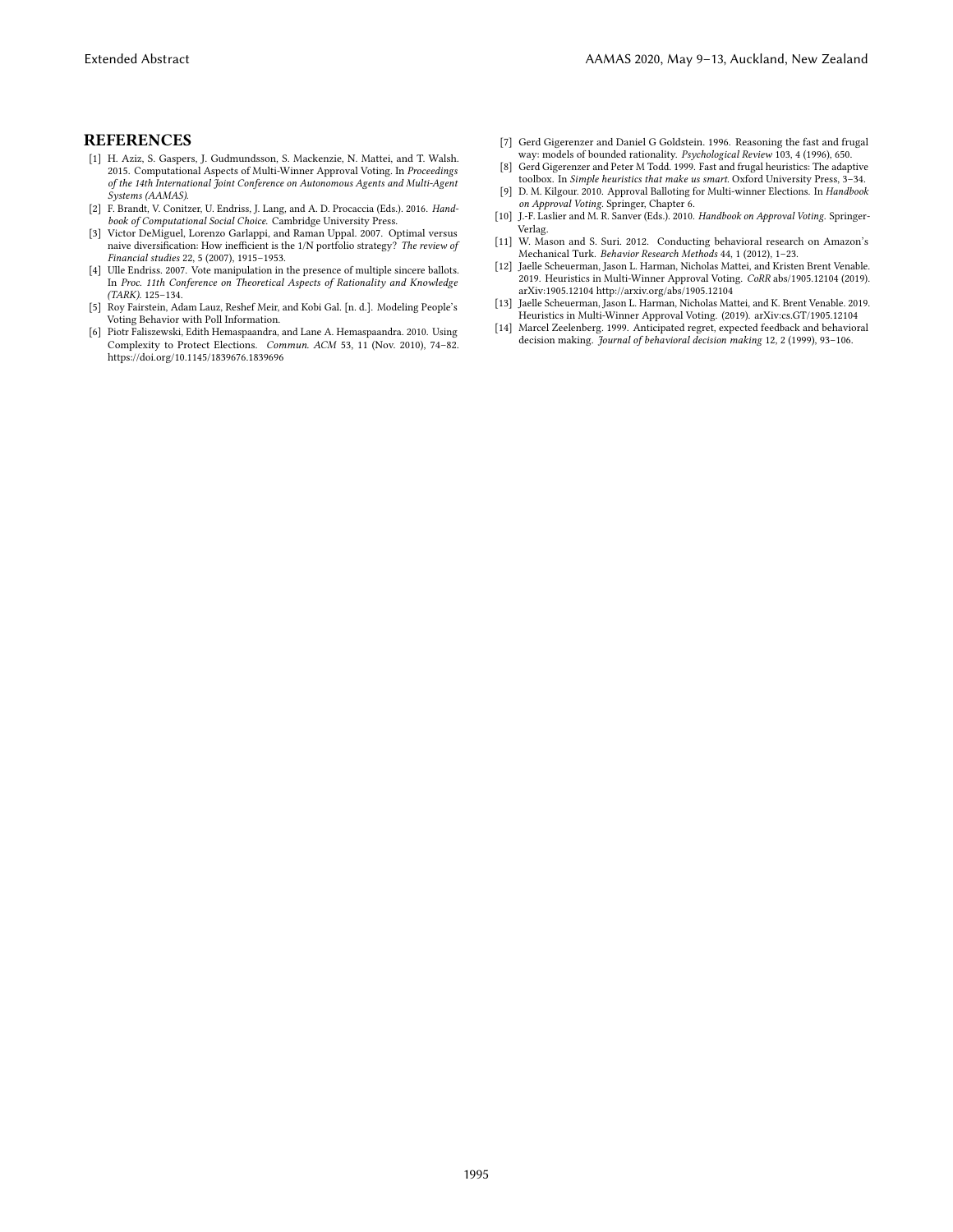## REFERENCES

[1] H. Aziz, S. Gaspers, J. Gudmundsson, S. Mackenzie, N. Mattei, and T. Walsh. 2015. Computational Aspects of Multi-Winner Approval Voting. In *Proceedings of the 14th International Joint Conference on Autonomous Agents and Multi-Agent Systems (AAMAS)*.

[2] F. Brandt, V. Conitzer, U. Endriss, J. Lang, and A. D. Procaccia (Eds.). 2016. *Handbook of Computational Social Choice*. Cambridge University Press.

[3] Victor DeMiguel, Lorenzo Garlappi, and Raman Uppal. 2007. Optimal versus naive diversification: How inefficient is the 1/N portfolio strategy? *The review of Financial studies* 22, 5 (2007), 1915–1953.

[4] Ulle Endriss. 2007. Vote manipulation in the presence of multiple sincere ballots. In *Proc. 11th Conference on Theoretical Aspects of Rationality and Knowledge (TARK)*. 125–134.

[5] Roy Fairstein, Adam Lauz, Reshef Meir, and Kobi Gal. [n. d.]. Modeling People's Voting Behavior with Poll Information.

[6] Piotr Faliszewski, Edith Hemaspaandra, and Lane A. Hemaspaandra. 2010. Using Complexity to Protect Elections. *Commun. ACM* 53, 11 (Nov. 2010), 74–82. https://doi.org/10.1145/1839676.1839696

[7] Gerd Gigerenzer and Daniel G Goldstein. 1996. Reasoning the fast and frugal way: models of bounded rationality. *Psychological Review* 103, 4 (1996), 650.

[8] Gerd Gigerenzer and Peter M Todd. 1999. Fast and frugal heuristics: The adaptive toolbox. In *Simple heuristics that make us smart*. Oxford University Press, 3–34.

[9] D. M. Kilgour. 2010. Approval Balloting for Multi-winner Elections. In *Handbook on Approval Voting*. Springer, Chapter 6.

[10] J.-F. Laslier and M. R. Sanver (Eds.). 2010. *Handbook on Approval Voting*. Springer-Verlag.

[11] W. Mason and S. Suri. 2012. Conducting behavioral research on Amazon's Mechanical Turk. *Behavior Research Methods* 44, 1 (2012), 1–23.

[12] Jaelle Scheuerman, Jason L. Harman, Nicholas Mattei, and Kristen Brent Venable. 2019. Heuristics in Multi-Winner Approval Voting. *CoRR* abs/1905.12104 (2019). arXiv:1905.12104 http://arxiv.org/abs/1905.12104

[13] Jaelle Scheuerman, Jason L. Harman, Nicholas Mattei, and K. Brent Venable. 2019. Heuristics in Multi-Winner Approval Voting. (2019). arXiv:cs.GT/1905.12104

[14] Marcel Zeelenberg. 1999. Anticipated regret, expected feedback and behavioral decision making. *Journal of behavioral decision making* 12, 2 (1999), 93–106.